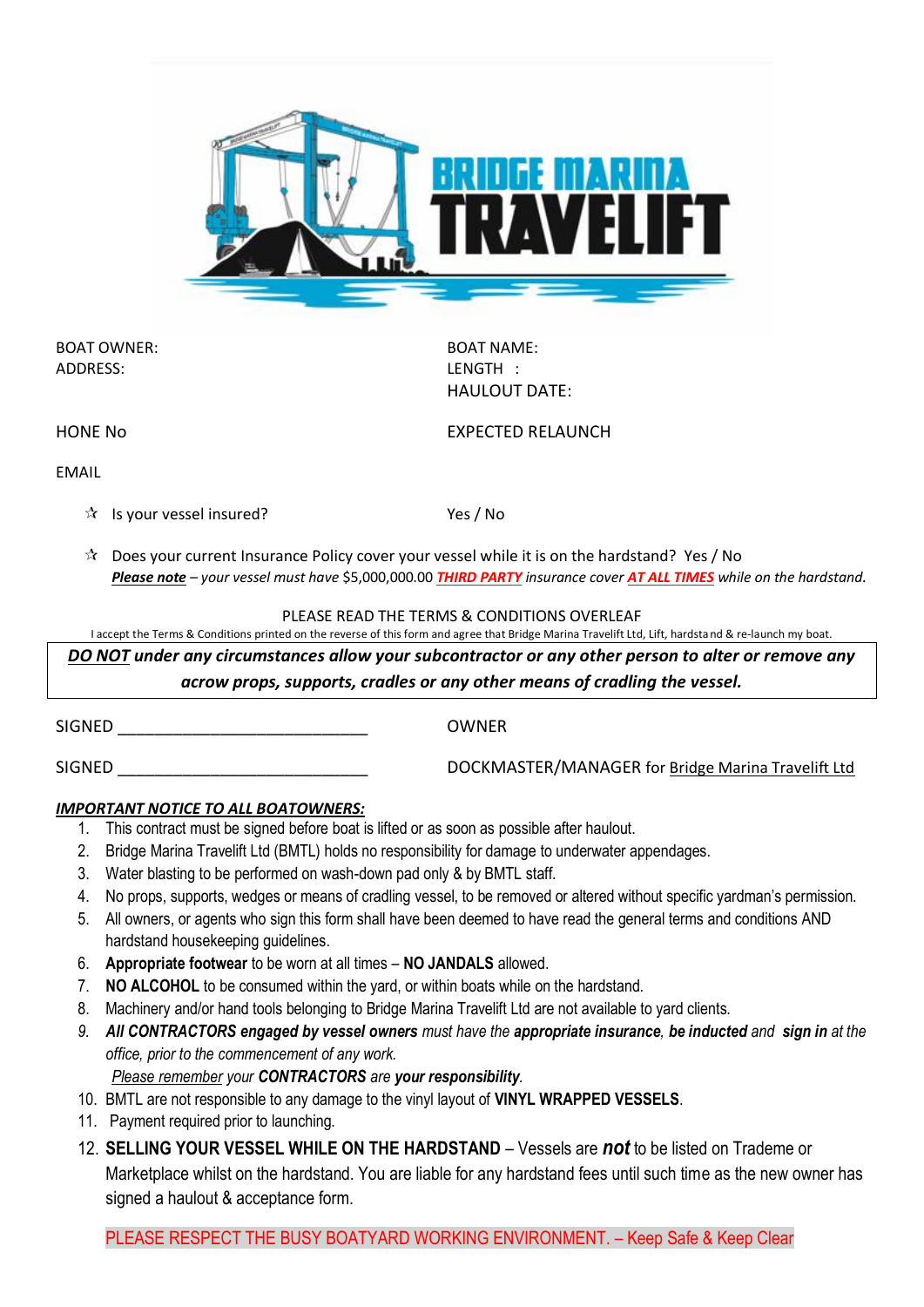BRIDGE MARINA TRAVELIFT

BOAT OWNER:

ADDRESS:

HONE No

EMAIL

BOAT NAME:

LENGTH :

HAULOUT DATE:

EXPECTED RELAUNCH

- ✰ Is your vessel insured? Yes / No
- ✰ Does your current Insurance Policy cover your vessel while it is on the hardstand? Yes / No

  ***Please note*** *– your vessel must have $5,000,000.00* ***THIRD PARTY*** *insurance cover* ***AT ALL TIMES*** *while on the hardstand.*

PLEASE READ THE TERMS & CONDITIONS OVERLEAF

I accept the Terms & Conditions printed on the reverse of this form and agree that Bridge Marina Travelift Ltd, Lift, hardstand & re-launch my boat.

***DO NOT under any circumstances allow your subcontractor or any other person to alter or remove any acrow props, supports, cradles or any other means of cradling the vessel.***

SIGNED ____________________________ OWNER

SIGNED ____________________________ DOCKMASTER/MANAGER for Bridge Marina Travelift Ltd

***IMPORTANT NOTICE TO ALL BOATOWNERS:***

1. This contract must be signed before boat is lifted or as soon as possible after haulout.
2. Bridge Marina Travelift Ltd (BMTL) holds no responsibility for damage to underwater appendages.
3. Water blasting to be performed on wash-down pad only & by BMTL staff.
4. No props, supports, wedges or means of cradling vessel, to be removed or altered without specific yardman's permission.
5. All owners, or agents who sign this form shall have been deemed to have read the general terms and conditions AND hardstand housekeeping guidelines.
6. **Appropriate footwear** to be worn at all times – **NO JANDALS** allowed.
7. **NO ALCOHOL** to be consumed within the yard, or within boats while on the hardstand.
8. Machinery and/or hand tools belonging to Bridge Marina Travelift Ltd are not available to yard clients.
9. ***All CONTRACTORS engaged by vessel owners*** *must have the* ***appropriate insurance****,* ***be inducted*** *and* ***sign in*** *at the office, prior to the commencement of any work.*

   *Please remember your* ***CONTRACTORS*** *are* ***your responsibility****.*
10. BMTL are not responsible to any damage to the vinyl layout of **VINYL WRAPPED VESSELS**.
11. Payment required prior to launching.
12. **SELLING YOUR VESSEL WHILE ON THE HARDSTAND** – Vessels are ***not*** to be listed on Trademe or Marketplace whilst on the hardstand. You are liable for any hardstand fees until such time as the new owner has signed a haulout & acceptance form.

PLEASE RESPECT THE BUSY BOATYARD WORKING ENVIRONMENT. – Keep Safe & Keep Clear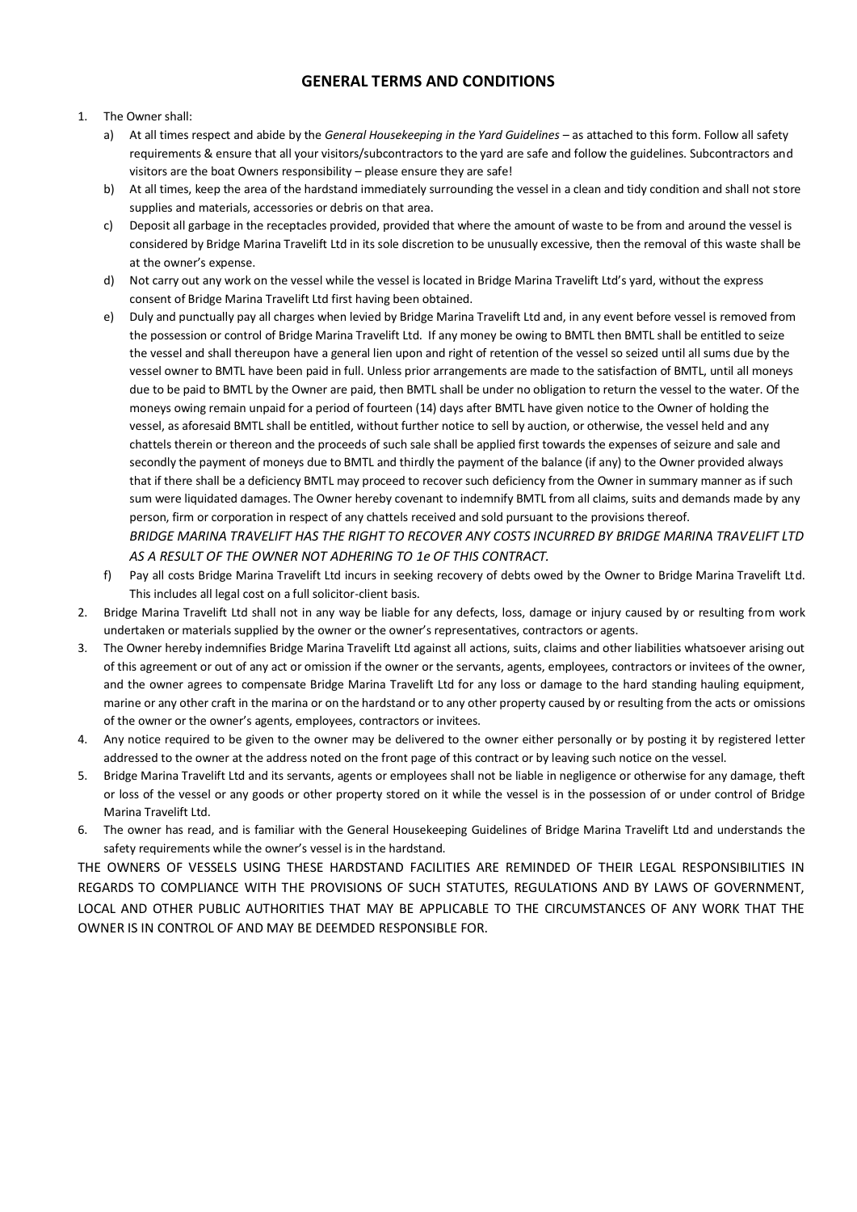## GENERAL TERMS AND CONDITIONS

1. The Owner shall:
   a) At all times respect and abide by the *General Housekeeping in the Yard Guidelines* – as attached to this form. Follow all safety requirements & ensure that all your visitors/subcontractors to the yard are safe and follow the guidelines. Subcontractors and visitors are the boat Owners responsibility – please ensure they are safe!
   b) At all times, keep the area of the hardstand immediately surrounding the vessel in a clean and tidy condition and shall not store supplies and materials, accessories or debris on that area.
   c) Deposit all garbage in the receptacles provided, provided that where the amount of waste to be from and around the vessel is considered by Bridge Marina Travelift Ltd in its sole discretion to be unusually excessive, then the removal of this waste shall be at the owner's expense.
   d) Not carry out any work on the vessel while the vessel is located in Bridge Marina Travelift Ltd's yard, without the express consent of Bridge Marina Travelift Ltd first having been obtained.
   e) Duly and punctually pay all charges when levied by Bridge Marina Travelift Ltd and, in any event before vessel is removed from the possession or control of Bridge Marina Travelift Ltd. If any money be owing to BMTL then BMTL shall be entitled to seize the vessel and shall thereupon have a general lien upon and right of retention of the vessel so seized until all sums due by the vessel owner to BMTL have been paid in full. Unless prior arrangements are made to the satisfaction of BMTL, until all moneys due to be paid to BMTL by the Owner are paid, then BMTL shall be under no obligation to return the vessel to the water. Of the moneys owing remain unpaid for a period of fourteen (14) days after BMTL have given notice to the Owner of holding the vessel, as aforesaid BMTL shall be entitled, without further notice to sell by auction, or otherwise, the vessel held and any chattels therein or thereon and the proceeds of such sale shall be applied first towards the expenses of seizure and sale and secondly the payment of moneys due to BMTL and thirdly the payment of the balance (if any) to the Owner provided always that if there shall be a deficiency BMTL may proceed to recover such deficiency from the Owner in summary manner as if such sum were liquidated damages. The Owner hereby covenant to indemnify BMTL from all claims, suits and demands made by any person, firm or corporation in respect of any chattels received and sold pursuant to the provisions thereof.
      *BRIDGE MARINA TRAVELIFT HAS THE RIGHT TO RECOVER ANY COSTS INCURRED BY BRIDGE MARINA TRAVELIFT LTD AS A RESULT OF THE OWNER NOT ADHERING TO 1e OF THIS CONTRACT.*
   f) Pay all costs Bridge Marina Travelift Ltd incurs in seeking recovery of debts owed by the Owner to Bridge Marina Travelift Ltd. This includes all legal cost on a full solicitor-client basis.
2. Bridge Marina Travelift Ltd shall not in any way be liable for any defects, loss, damage or injury caused by or resulting from work undertaken or materials supplied by the owner or the owner's representatives, contractors or agents.
3. The Owner hereby indemnifies Bridge Marina Travelift Ltd against all actions, suits, claims and other liabilities whatsoever arising out of this agreement or out of any act or omission if the owner or the servants, agents, employees, contractors or invitees of the owner, and the owner agrees to compensate Bridge Marina Travelift Ltd for any loss or damage to the hard standing hauling equipment, marine or any other craft in the marina or on the hardstand or to any other property caused by or resulting from the acts or omissions of the owner or the owner's agents, employees, contractors or invitees.
4. Any notice required to be given to the owner may be delivered to the owner either personally or by posting it by registered letter addressed to the owner at the address noted on the front page of this contract or by leaving such notice on the vessel.
5. Bridge Marina Travelift Ltd and its servants, agents or employees shall not be liable in negligence or otherwise for any damage, theft or loss of the vessel or any goods or other property stored on it while the vessel is in the possession of or under control of Bridge Marina Travelift Ltd.
6. The owner has read, and is familiar with the General Housekeeping Guidelines of Bridge Marina Travelift Ltd and understands the safety requirements while the owner's vessel is in the hardstand.

THE OWNERS OF VESSELS USING THESE HARDSTAND FACILITIES ARE REMINDED OF THEIR LEGAL RESPONSIBILITIES IN REGARDS TO COMPLIANCE WITH THE PROVISIONS OF SUCH STATUTES, REGULATIONS AND BY LAWS OF GOVERNMENT, LOCAL AND OTHER PUBLIC AUTHORITIES THAT MAY BE APPLICABLE TO THE CIRCUMSTANCES OF ANY WORK THAT THE OWNER IS IN CONTROL OF AND MAY BE DEEMDED RESPONSIBLE FOR.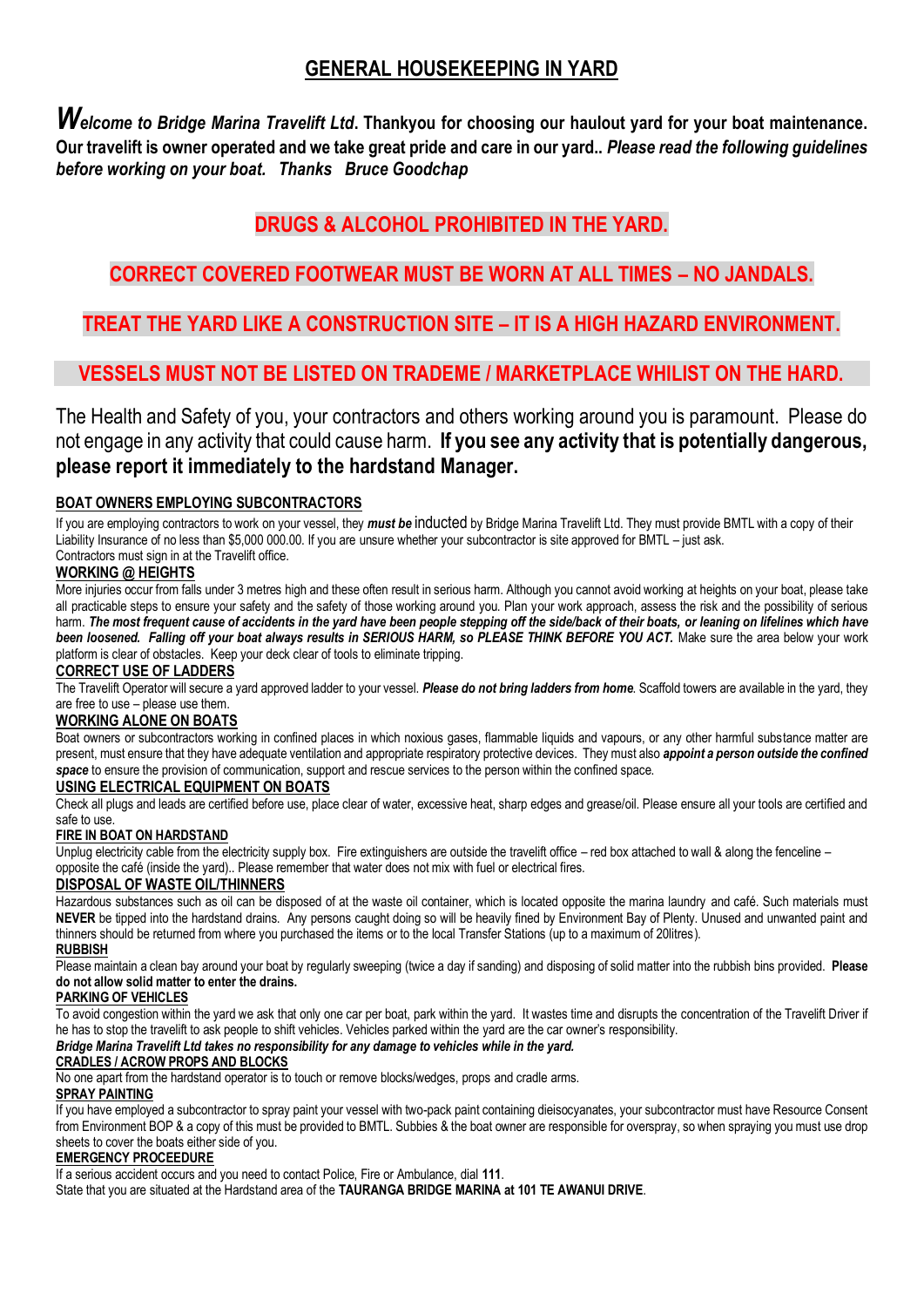# GENERAL HOUSEKEEPING IN YARD

***Welcome to Bridge Marina Travelift Ltd*. Thankyou for choosing our haulout yard for your boat maintenance. Our travelift is owner operated and we take great pride and care in our yard.. *Please read the following guidelines before working on your boat. Thanks Bruce Goodchap***

## DRUGS & ALCOHOL PROHIBITED IN THE YARD.

## CORRECT COVERED FOOTWEAR MUST BE WORN AT ALL TIMES – NO JANDALS.

## TREAT THE YARD LIKE A CONSTRUCTION SITE – IT IS A HIGH HAZARD ENVIRONMENT.

## VESSELS MUST NOT BE LISTED ON TRADEME / MARKETPLACE WHILIST ON THE HARD.

The Health and Safety of you, your contractors and others working around you is paramount. Please do not engage in any activity that could cause harm. **If you see any activity that is potentially dangerous, please report it immediately to the hardstand Manager.**

### BOAT OWNERS EMPLOYING SUBCONTRACTORS

If you are employing contractors to work on your vessel, they ***must be*** inducted by Bridge Marina Travelift Ltd. They must provide BMTL with a copy of their Liability Insurance of no less than $5,000 000.00. If you are unsure whether your subcontractor is site approved for BMTL – just ask.
Contractors must sign in at the Travelift office.

### WORKING @ HEIGHTS

More injuries occur from falls under 3 metres high and these often result in serious harm. Although you cannot avoid working at heights on your boat, please take all practicable steps to ensure your safety and the safety of those working around you. Plan your work approach, assess the risk and the possibility of serious harm. ***The most frequent cause of accidents in the yard have been people stepping off the side/back of their boats, or leaning on lifelines which have been loosened. Falling off your boat always results in SERIOUS HARM, so PLEASE THINK BEFORE YOU ACT.*** Make sure the area below your work platform is clear of obstacles. Keep your deck clear of tools to eliminate tripping.

### CORRECT USE OF LADDERS

The Travelift Operator will secure a yard approved ladder to your vessel. ***Please do not bring ladders from home.*** Scaffold towers are available in the yard, they are free to use – please use them.

### WORKING ALONE ON BOATS

Boat owners or subcontractors working in confined places in which noxious gases, flammable liquids and vapours, or any other harmful substance matter are present, must ensure that they have adequate ventilation and appropriate respiratory protective devices. They must also ***appoint a person outside the confined space*** to ensure the provision of communication, support and rescue services to the person within the confined space.

### USING ELECTRICAL EQUIPMENT ON BOATS

Check all plugs and leads are certified before use, place clear of water, excessive heat, sharp edges and grease/oil. Please ensure all your tools are certified and safe to use.

### FIRE IN BOAT ON HARDSTAND

Unplug electricity cable from the electricity supply box. Fire extinguishers are outside the travelift office – red box attached to wall & along the fenceline – opposite the café (inside the yard).. Please remember that water does not mix with fuel or electrical fires.

### DISPOSAL OF WASTE OIL/THINNERS

Hazardous substances such as oil can be disposed of at the waste oil container, which is located opposite the marina laundry and café. Such materials must **NEVER** be tipped into the hardstand drains. Any persons caught doing so will be heavily fined by Environment Bay of Plenty. Unused and unwanted paint and thinners should be returned from where you purchased the items or to the local Transfer Stations (up to a maximum of 20litres).

### RUBBISH

Please maintain a clean bay around your boat by regularly sweeping (twice a day if sanding) and disposing of solid matter into the rubbish bins provided. **Please do not allow solid matter to enter the drains.**

### PARKING OF VEHICLES

To avoid congestion within the yard we ask that only one car per boat, park within the yard. It wastes time and disrupts the concentration of the Travelift Driver if he has to stop the travelift to ask people to shift vehicles. Vehicles parked within the yard are the car owner's responsibility.
***Bridge Marina Travelift Ltd takes no responsibility for any damage to vehicles while in the yard.***

### CRADLES / ACROW PROPS AND BLOCKS

No one apart from the hardstand operator is to touch or remove blocks/wedges, props and cradle arms.

### SPRAY PAINTING

If you have employed a subcontractor to spray paint your vessel with two-pack paint containing dieisocyanates, your subcontractor must have Resource Consent from Environment BOP & a copy of this must be provided to BMTL. Subbies & the boat owner are responsible for overspray, so when spraying you must use drop sheets to cover the boats either side of you.

### EMERGENCY PROCEEDURE

If a serious accident occurs and you need to contact Police, Fire or Ambulance, dial **111**.
State that you are situated at the Hardstand area of the **TAURANGA BRIDGE MARINA at 101 TE AWANUI DRIVE**.